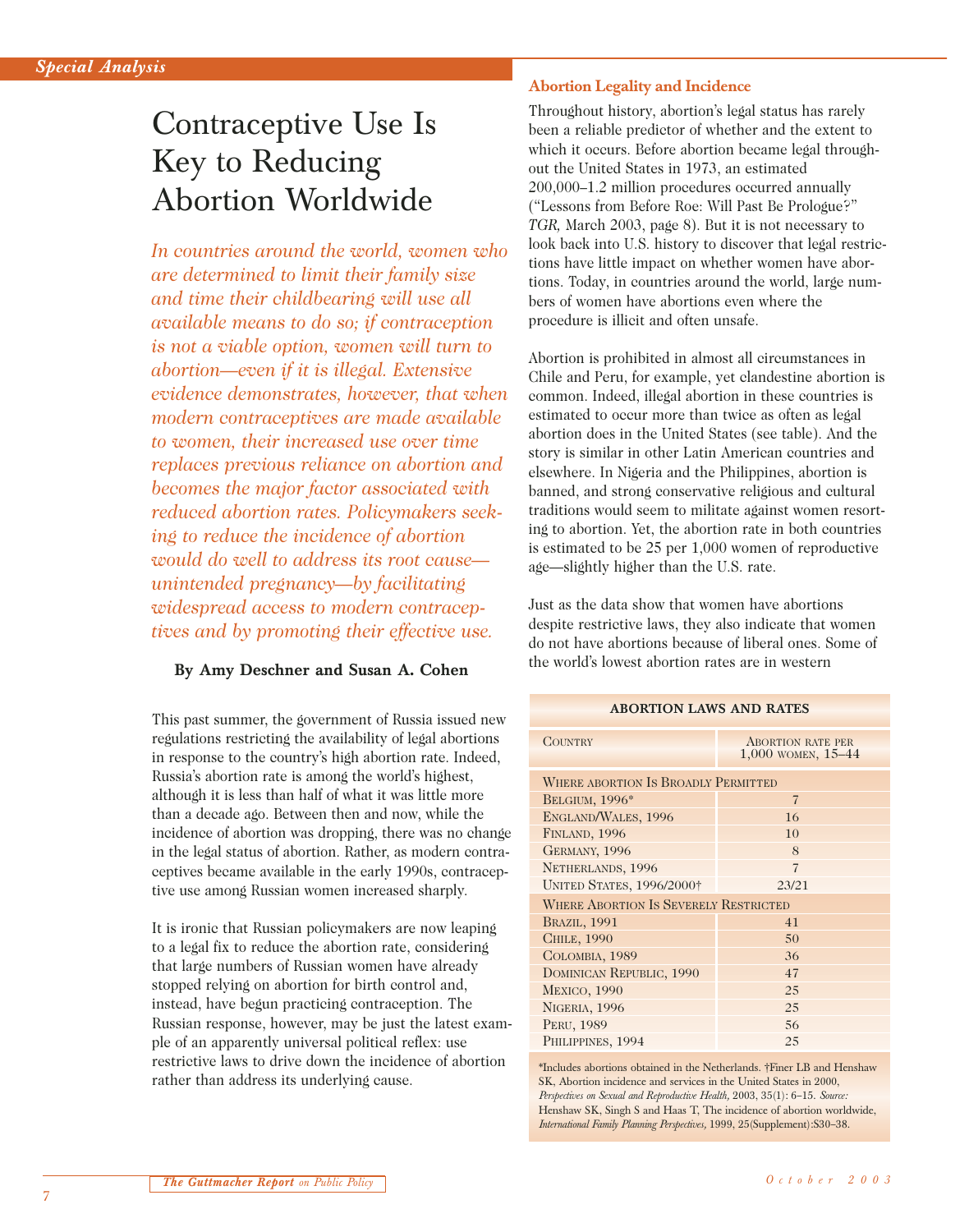*Special Analysis*

# Contraceptive Use Is Key to Reducing Abortion Worldwide

*In countries around the world, women who are determined to limit their family size and time their childbearing will use all available means to do so; if contraception is not a viable option, women will turn to abortion—even if it is illegal. Extensive evidence demonstrates, however, that when modern contraceptives are made available to women, their increased use over time replaces previous reliance on abortion and becomes the major factor associated with reduced abortion rates. Policymakers seeking to reduce the incidence of abortion would do well to address its root cause—unintended pregnancy—by facilitating widespread access to modern contraceptives and by promoting their effective use.*

**By Amy Deschner and Susan A. Cohen**

This past summer, the government of Russia issued new regulations restricting the availability of legal abortions in response to the country's high abortion rate. Indeed, Russia's abortion rate is among the world's highest, although it is less than half of what it was little more than a decade ago. Between then and now, while the incidence of abortion was dropping, there was no change in the legal status of abortion. Rather, as modern contraceptives became available in the early 1990s, contraceptive use among Russian women increased sharply.

It is ironic that Russian policymakers are now leaping to a legal fix to reduce the abortion rate, considering that large numbers of Russian women have already stopped relying on abortion for birth control and, instead, have begun practicing contraception. The Russian response, however, may be just the latest example of an apparently universal political reflex: use restrictive laws to drive down the incidence of abortion rather than address its underlying cause.

## Abortion Legality and Incidence

Throughout history, abortion's legal status has rarely been a reliable predictor of whether and the extent to which it occurs. Before abortion became legal throughout the United States in 1973, an estimated 200,000–1.2 million procedures occurred annually ("Lessons from Before Roe: Will Past Be Prologue?" *TGR,* March 2003, page 8). But it is not necessary to look back into U.S. history to discover that legal restrictions have little impact on whether women have abortions. Today, in countries around the world, large numbers of women have abortions even where the procedure is illicit and often unsafe.

Abortion is prohibited in almost all circumstances in Chile and Peru, for example, yet clandestine abortion is common. Indeed, illegal abortion in these countries is estimated to occur more than twice as often as legal abortion does in the United States (see table). And the story is similar in other Latin American countries and elsewhere. In Nigeria and the Philippines, abortion is banned, and strong conservative religious and cultural traditions would seem to militate against women resorting to abortion. Yet, the abortion rate in both countries is estimated to be 25 per 1,000 women of reproductive age—slightly higher than the U.S. rate.

Just as the data show that women have abortions despite restrictive laws, they also indicate that women do not have abortions because of liberal ones. Some of the world's lowest abortion rates are in western

**ABORTION LAWS AND RATES**

| Country | Abortion rate per 1,000 women, 15–44 |
|---|---|
| **Where abortion Is Broadly Permitted** | |
| Belgium, 1996* | 7 |
| England/Wales, 1996 | 16 |
| Finland, 1996 | 10 |
| Germany, 1996 | 8 |
| Netherlands, 1996 | 7 |
| United States, 1996/2000† | 23/21 |
| **Where Abortion Is Severely Restricted** | |
| Brazil, 1991 | 41 |
| Chile, 1990 | 50 |
| Colombia, 1989 | 36 |
| Dominican Republic, 1990 | 47 |
| Mexico, 1990 | 25 |
| Nigeria, 1996 | 25 |
| Peru, 1989 | 56 |
| Philippines, 1994 | 25 |

*Includes abortions obtained in the Netherlands. †Finer LB and Henshaw SK, Abortion incidence and services in the United States in 2000, *Perspectives on Sexual and Reproductive Health,* 2003, 35(1): 6–15. *Source:* Henshaw SK, Singh S and Haas T, The incidence of abortion worldwide, *International Family Planning Perspectives,* 1999, 25(Supplement):S30–38.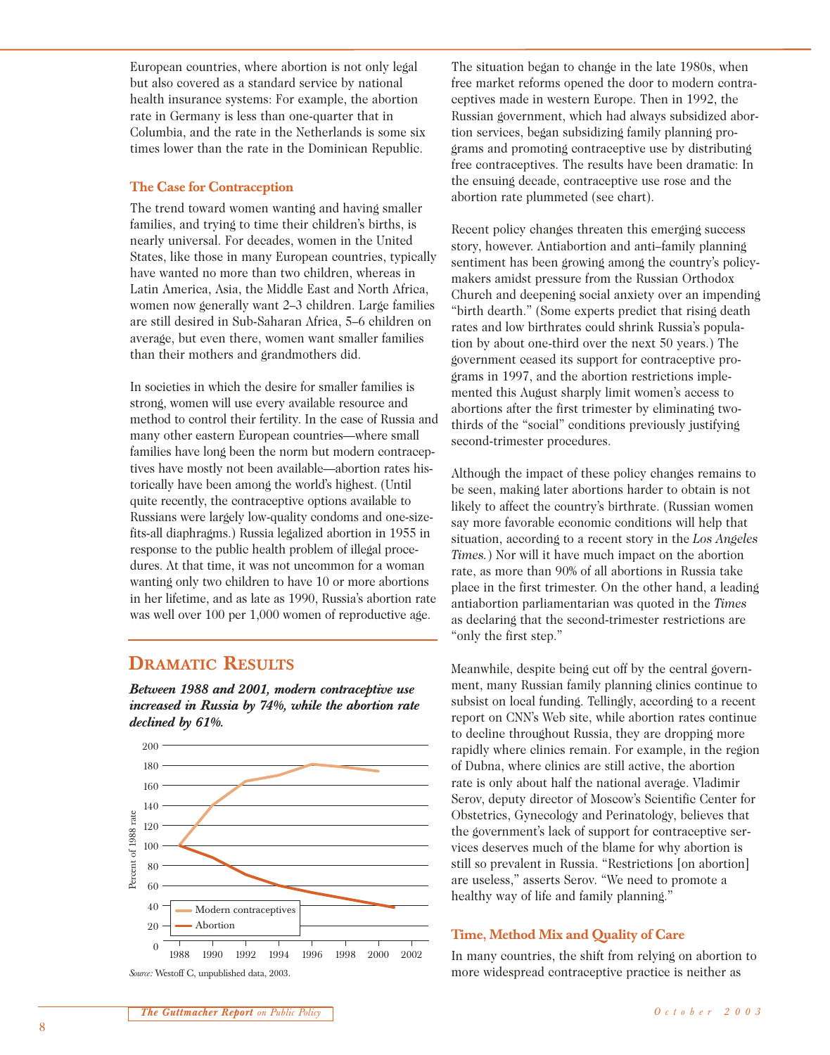European countries, where abortion is not only legal but also covered as a standard service by national health insurance systems: For example, the abortion rate in Germany is less than one-quarter that in Columbia, and the rate in the Netherlands is some six times lower than the rate in the Dominican Republic.

### The Case for Contraception

The trend toward women wanting and having smaller families, and trying to time their children's births, is nearly universal. For decades, women in the United States, like those in many European countries, typically have wanted no more than two children, whereas in Latin America, Asia, the Middle East and North Africa, women now generally want 2–3 children. Large families are still desired in Sub-Saharan Africa, 5–6 children on average, but even there, women want smaller families than their mothers and grandmothers did.

In societies in which the desire for smaller families is strong, women will use every available resource and method to control their fertility. In the case of Russia and many other eastern European countries—where small families have long been the norm but modern contraceptives have mostly not been available—abortion rates historically have been among the world's highest. (Until quite recently, the contraceptive options available to Russians were largely low-quality condoms and one-size-fits-all diaphragms.) Russia legalized abortion in 1955 in response to the public health problem of illegal procedures. At that time, it was not uncommon for a woman wanting only two children to have 10 or more abortions in her lifetime, and as late as 1990, Russia's abortion rate was well over 100 per 1,000 women of reproductive age.

## DRAMATIC RESULTS

***Between 1988 and 2001, modern contraceptive use increased in Russia by 74%, while the abortion rate declined by 61%.***

*Source:* Westoff C, unpublished data, 2003.

The situation began to change in the late 1980s, when free market reforms opened the door to modern contraceptives made in western Europe. Then in 1992, the Russian government, which had always subsidized abortion services, began subsidizing family planning programs and promoting contraceptive use by distributing free contraceptives. The results have been dramatic: In the ensuing decade, contraceptive use rose and the abortion rate plummeted (see chart).

Recent policy changes threaten this emerging success story, however. Antiabortion and anti–family planning sentiment has been growing among the country's policymakers amidst pressure from the Russian Orthodox Church and deepening social anxiety over an impending "birth dearth." (Some experts predict that rising death rates and low birthrates could shrink Russia's population by about one-third over the next 50 years.) The government ceased its support for contraceptive programs in 1997, and the abortion restrictions implemented this August sharply limit women's access to abortions after the first trimester by eliminating two-thirds of the "social" conditions previously justifying second-trimester procedures.

Although the impact of these policy changes remains to be seen, making later abortions harder to obtain is not likely to affect the country's birthrate. (Russian women say more favorable economic conditions will help that situation, according to a recent story in the *Los Angeles Times.*) Nor will it have much impact on the abortion rate, as more than 90% of all abortions in Russia take place in the first trimester. On the other hand, a leading antiabortion parliamentarian was quoted in the *Times* as declaring that the second-trimester restrictions are "only the first step."

Meanwhile, despite being cut off by the central government, many Russian family planning clinics continue to subsist on local funding. Tellingly, according to a recent report on CNN's Web site, while abortion rates continue to decline throughout Russia, they are dropping more rapidly where clinics remain. For example, in the region of Dubna, where clinics are still active, the abortion rate is only about half the national average. Vladimir Serov, deputy director of Moscow's Scientific Center for Obstetrics, Gynecology and Perinatology, believes that the government's lack of support for contraceptive services deserves much of the blame for why abortion is still so prevalent in Russia. "Restrictions [on abortion] are useless," asserts Serov. "We need to promote a healthy way of life and family planning."

### Time, Method Mix and Quality of Care

In many countries, the shift from relying on abortion to more widespread contraceptive practice is neither as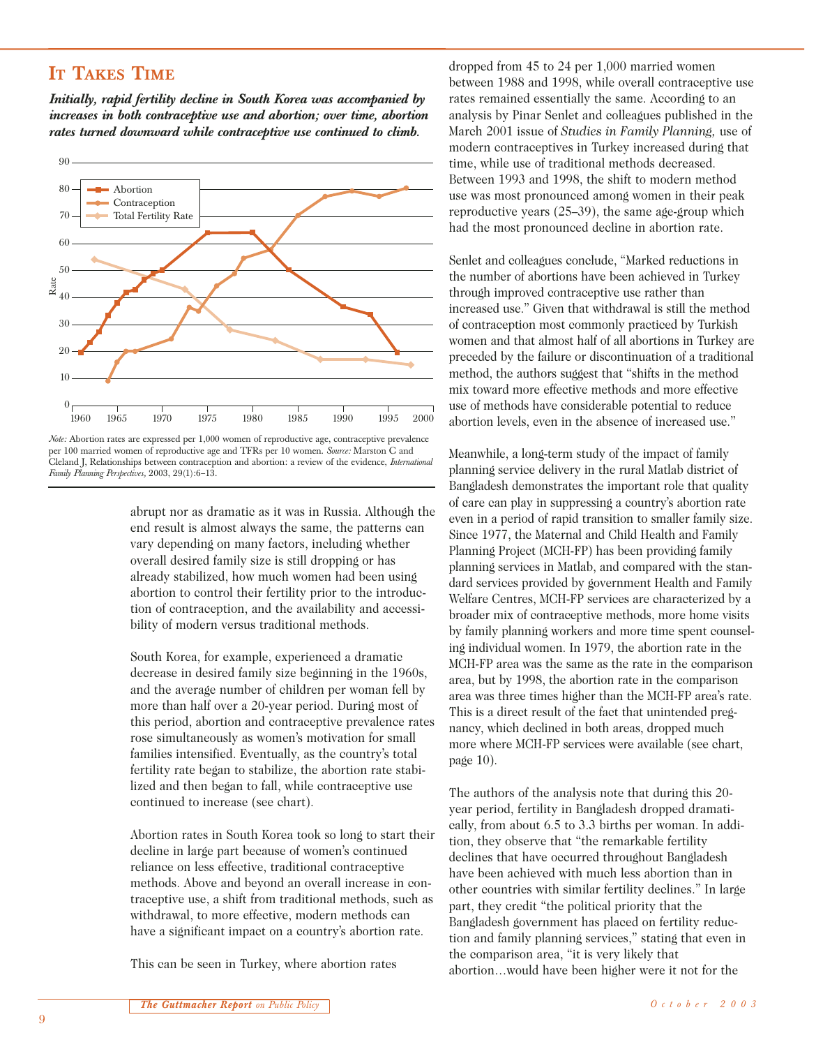## It Takes Time

***Initially, rapid fertility decline in South Korea was accompanied by increases in both contraceptive use and abortion; over time, abortion rates turned downward while contraceptive use continued to climb.***

*Note:* Abortion rates are expressed per 1,000 women of reproductive age, contraceptive prevalence per 100 married women of reproductive age and TFRs per 10 women. *Source:* Marston C and Cleland J, Relationships between contraception and abortion: a review of the evidence, *International Family Planning Perspectives,* 2003, 29(1):6–13.

abrupt nor as dramatic as it was in Russia. Although the end result is almost always the same, the patterns can vary depending on many factors, including whether overall desired family size is still dropping or has already stabilized, how much women had been using abortion to control their fertility prior to the introduction of contraception, and the availability and accessibility of modern versus traditional methods.

South Korea, for example, experienced a dramatic decrease in desired family size beginning in the 1960s, and the average number of children per woman fell by more than half over a 20-year period. During most of this period, abortion and contraceptive prevalence rates rose simultaneously as women's motivation for small families intensified. Eventually, as the country's total fertility rate began to stabilize, the abortion rate stabilized and then began to fall, while contraceptive use continued to increase (see chart).

Abortion rates in South Korea took so long to start their decline in large part because of women's continued reliance on less effective, traditional contraceptive methods. Above and beyond an overall increase in contraceptive use, a shift from traditional methods, such as withdrawal, to more effective, modern methods can have a significant impact on a country's abortion rate.

This can be seen in Turkey, where abortion rates dropped from 45 to 24 per 1,000 married women between 1988 and 1998, while overall contraceptive use rates remained essentially the same. According to an analysis by Pinar Senlet and colleagues published in the March 2001 issue of *Studies in Family Planning,* use of modern contraceptives in Turkey increased during that time, while use of traditional methods decreased. Between 1993 and 1998, the shift to modern method use was most pronounced among women in their peak reproductive years (25–39), the same age-group which had the most pronounced decline in abortion rate.

Senlet and colleagues conclude, "Marked reductions in the number of abortions have been achieved in Turkey through improved contraceptive use rather than increased use." Given that withdrawal is still the method of contraception most commonly practiced by Turkish women and that almost half of all abortions in Turkey are preceded by the failure or discontinuation of a traditional method, the authors suggest that "shifts in the method mix toward more effective methods and more effective use of methods have considerable potential to reduce abortion levels, even in the absence of increased use."

Meanwhile, a long-term study of the impact of family planning service delivery in the rural Matlab district of Bangladesh demonstrates the important role that quality of care can play in suppressing a country's abortion rate even in a period of rapid transition to smaller family size. Since 1977, the Maternal and Child Health and Family Planning Project (MCH-FP) has been providing family planning services in Matlab, and compared with the standard services provided by government Health and Family Welfare Centres, MCH-FP services are characterized by a broader mix of contraceptive methods, more home visits by family planning workers and more time spent counseling individual women. In 1979, the abortion rate in the MCH-FP area was the same as the rate in the comparison area, but by 1998, the abortion rate in the comparison area was three times higher than the MCH-FP area's rate. This is a direct result of the fact that unintended pregnancy, which declined in both areas, dropped much more where MCH-FP services were available (see chart, page 10).

The authors of the analysis note that during this 20-year period, fertility in Bangladesh dropped dramatically, from about 6.5 to 3.3 births per woman. In addition, they observe that "the remarkable fertility declines that have occurred throughout Bangladesh have been achieved with much less abortion than in other countries with similar fertility declines." In large part, they credit "the political priority that the Bangladesh government has placed on fertility reduction and family planning services," stating that even in the comparison area, "it is very likely that abortion…would have been higher were it not for the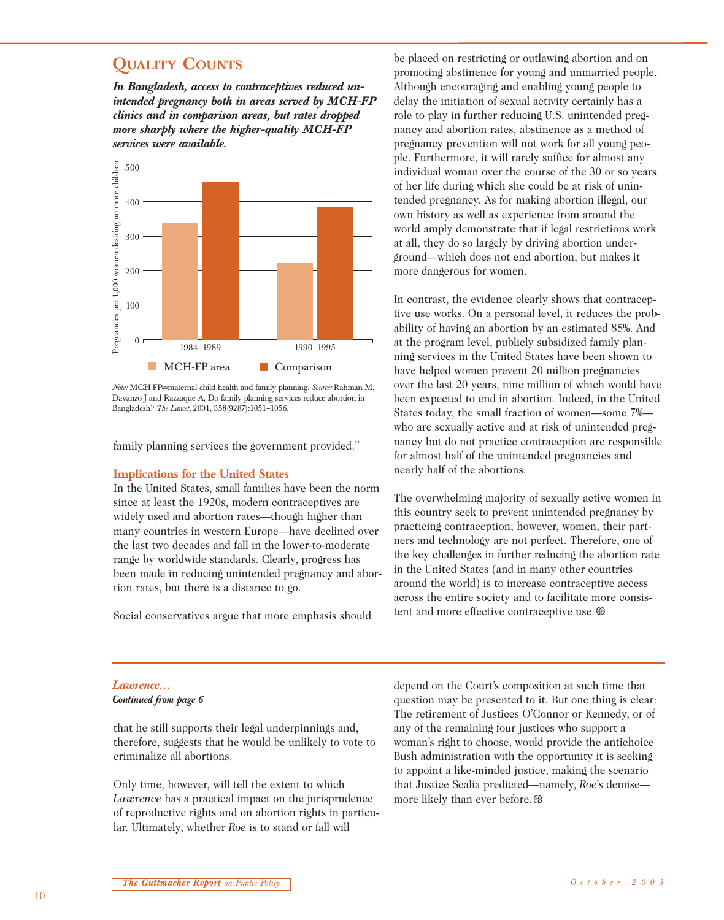## Quality Counts

***In Bangladesh, access to contraceptives reduced unintended pregnancy both in areas served by MCH-FP clinics and in comparison areas, but rates dropped more sharply where the higher-quality MCH-FP services were available.***

Pregnancies per 1,000 women desiring no more children

500
400
300
200
100
0

1984–1989
1990–1995

MCH-FP area
Comparison

*Note:* MCH-FP=maternal child health and family planning. *Source:* Rahman M, Davanzo J and Razzaque A, Do family planning services reduce abortion in Bangladesh? *The Lancet,* 2001, 358(9287):1051–1056.

family planning services the government provided."

### Implications for the United States

In the United States, small families have been the norm since at least the 1920s, modern contraceptives are widely used and abortion rates—though higher than many countries in western Europe—have declined over the last two decades and fall in the lower-to-moderate range by worldwide standards. Clearly, progress has been made in reducing unintended pregnancy and abortion rates, but there is a distance to go.

Social conservatives argue that more emphasis should be placed on restricting or outlawing abortion and on promoting abstinence for young and unmarried people. Although encouraging and enabling young people to delay the initiation of sexual activity certainly has a role to play in further reducing U.S. unintended pregnancy and abortion rates, abstinence as a method of pregnancy prevention will not work for all young people. Furthermore, it will rarely suffice for almost any individual woman over the course of the 30 or so years of her life during which she could be at risk of unintended pregnancy. As for making abortion illegal, our own history as well as experience from around the world amply demonstrate that if legal restrictions work at all, they do so largely by driving abortion underground—which does not end abortion, but makes it more dangerous for women.

In contrast, the evidence clearly shows that contraceptive use works. On a personal level, it reduces the probability of having an abortion by an estimated 85%. And at the program level, publicly subsidized family planning services in the United States have been shown to have helped women prevent 20 million pregnancies over the last 20 years, nine million of which would have been expected to end in abortion. Indeed, in the United States today, the small fraction of women—some 7%—who are sexually active and at risk of unintended pregnancy but do not practice contraception are responsible for almost half of the unintended pregnancies and nearly half of the abortions.

The overwhelming majority of sexually active women in this country seek to prevent unintended pregnancy by practicing contraception; however, women, their partners and technology are not perfect. Therefore, one of the key challenges in further reducing the abortion rate in the United States (and in many other countries around the world) is to increase contraceptive access across the entire society and to facilitate more consistent and more effective contraceptive use.

---

***Lawrence…***
***Continued from page 6***

that he still supports their legal underpinnings and, therefore, suggests that he would be unlikely to vote to criminalize all abortions.

Only time, however, will tell the extent to which *Lawrence* has a practical impact on the jurisprudence of reproductive rights and on abortion rights in particular. Ultimately, whether *Roe* is to stand or fall will depend on the Court's composition at such time that question may be presented to it. But one thing is clear: The retirement of Justices O'Connor or Kennedy, or of any of the remaining four justices who support a woman's right to choose, would provide the antichoice Bush administration with the opportunity it is seeking to appoint a like-minded justice, making the scenario that Justice Scalia predicted—namely, *Roe*'s demise—more likely than ever before.